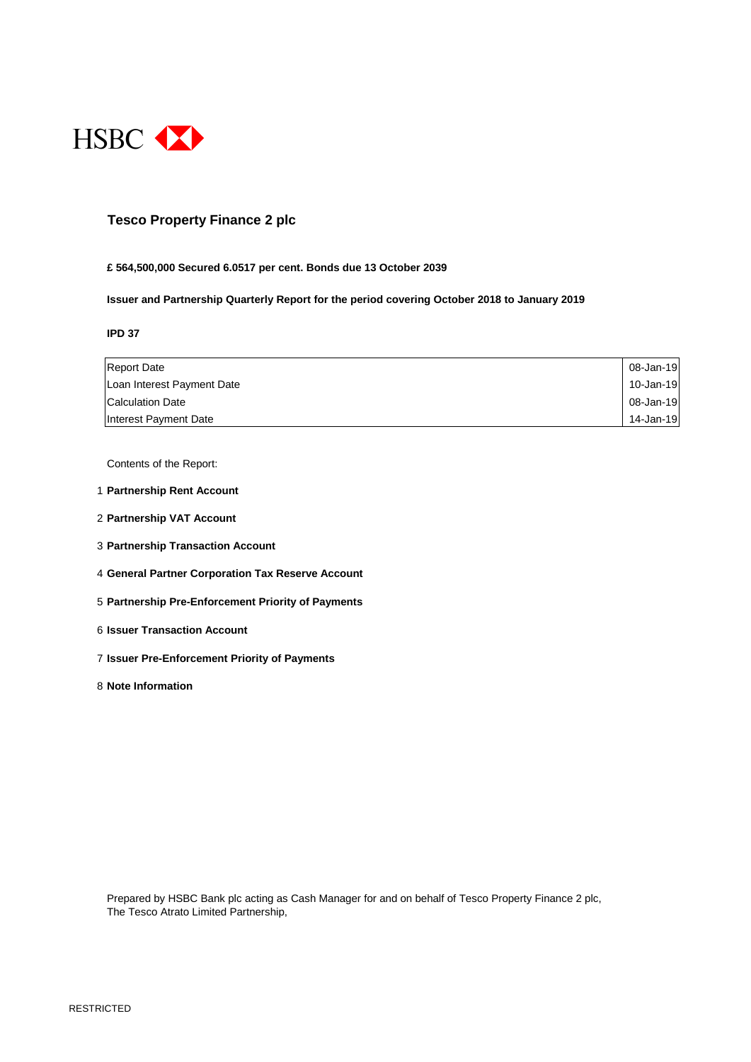HSBC

# Tesco Property Finance 2 plc

**£ 564,500,000 Secured 6.0517 per cent. Bonds due 13 October 2039**

**Issuer and Partnership Quarterly Report for the period covering October 2018 to January 2019**

**IPD 37**

| | |
|---|---|
| Report Date | 08-Jan-19 |
| Loan Interest Payment Date | 10-Jan-19 |
| Calculation Date | 08-Jan-19 |
| Interest Payment Date | 14-Jan-19 |

Contents of the Report:

1. **Partnership Rent Account**
2. **Partnership VAT Account**
3. **Partnership Transaction Account**
4. **General Partner Corporation Tax Reserve Account**
5. **Partnership Pre-Enforcement Priority of Payments**
6. **Issuer Transaction Account**
7. **Issuer Pre-Enforcement Priority of Payments**
8. **Note Information**

Prepared by HSBC Bank plc acting as Cash Manager for and on behalf of Tesco Property Finance 2 plc,
The Tesco Atrato Limited Partnership,

RESTRICTED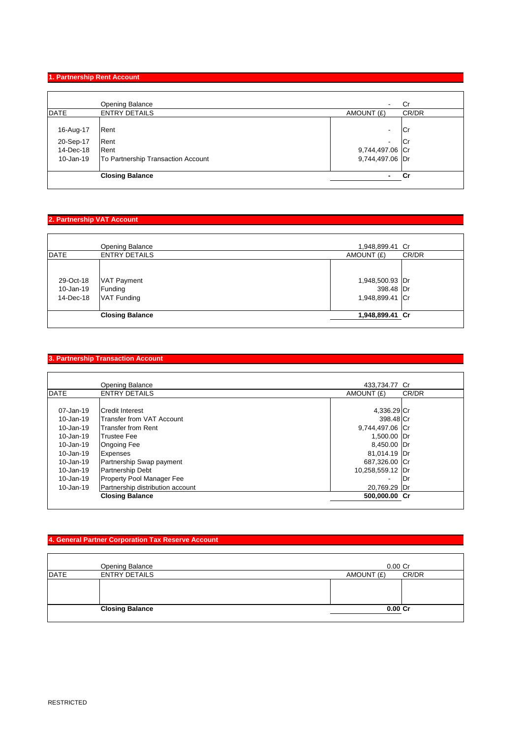## 1. Partnership Rent Account

| DATE | ENTRY DETAILS | AMOUNT (£) | CR/DR |
|---|---|---|---|
| | Opening Balance | - | Cr |
| 16-Aug-17 | Rent | - | Cr |
| 20-Sep-17 | Rent | - | Cr |
| 14-Dec-18 | Rent | 9,744,497.06 | Cr |
| 10-Jan-19 | To Partnership Transaction Account | 9,744,497.06 | Dr |
| | **Closing Balance** | **-** | **Cr** |

## 2. Partnership VAT Account

| DATE | ENTRY DETAILS | AMOUNT (£) | CR/DR |
|---|---|---|---|
| | Opening Balance | 1,948,899.41 | Cr |
| 29-Oct-18 | VAT Payment | 1,948,500.93 | Dr |
| 10-Jan-19 | Funding | 398.48 | Dr |
| 14-Dec-18 | VAT Funding | 1,948,899.41 | Cr |
| | **Closing Balance** | **1,948,899.41** | **Cr** |

## 3. Partnership Transaction Account

| DATE | ENTRY DETAILS | AMOUNT (£) | CR/DR |
|---|---|---|---|
| | Opening Balance | 433,734.77 | Cr |
| 07-Jan-19 | Credit Interest | 4,336.29 | Cr |
| 10-Jan-19 | Transfer from VAT Account | 398.48 | Cr |
| 10-Jan-19 | Transfer from Rent | 9,744,497.06 | Cr |
| 10-Jan-19 | Trustee Fee | 1,500.00 | Dr |
| 10-Jan-19 | Ongoing Fee | 8,450.00 | Dr |
| 10-Jan-19 | Expenses | 81,014.19 | Dr |
| 10-Jan-19 | Partnership Swap payment | 687,326.00 | Cr |
| 10-Jan-19 | Partnership Debt | 10,258,559.12 | Dr |
| 10-Jan-19 | Property Pool Manager Fee | - | Dr |
| 10-Jan-19 | Partnership distribution account | 20,769.29 | Dr |
| | **Closing Balance** | **500,000.00** | **Cr** |

## 4. General Partner Corporation Tax Reserve Account

| DATE | ENTRY DETAILS | AMOUNT (£) | CR/DR |
|---|---|---|---|
| | Opening Balance | 0.00 | Cr |
| | | | |
| | **Closing Balance** | **0.00** | **Cr** |

RESTRICTED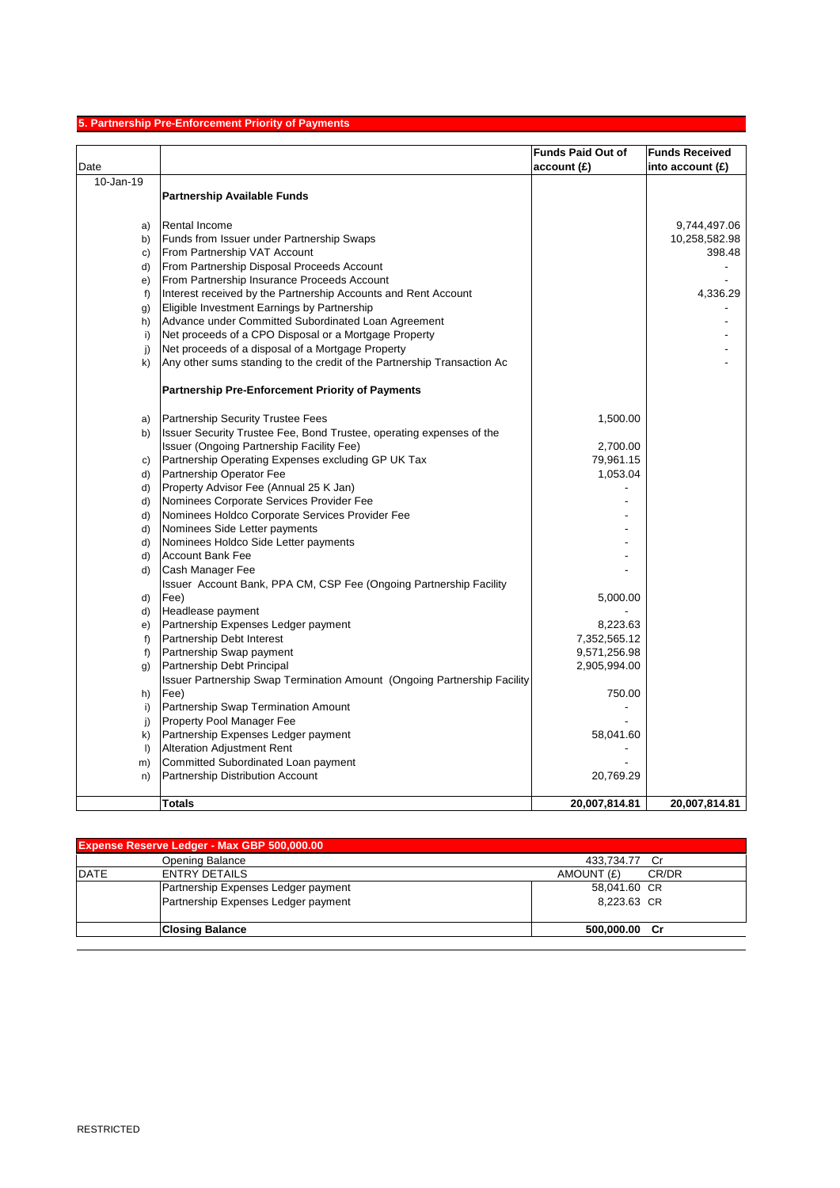## 5. Partnership Pre-Enforcement Priority of Payments

| Date | | Funds Paid Out of account (£) | Funds Received into account (£) |
|---|---|---|---|
| 10-Jan-19 | **Partnership Available Funds** | | |
| a) | Rental Income | | 9,744,497.06 |
| b) | Funds from Issuer under Partnership Swaps | | 10,258,582.98 |
| c) | From Partnership VAT Account | | 398.48 |
| d) | From Partnership Disposal Proceeds Account | | - |
| e) | From Partnership Insurance Proceeds Account | | - |
| f) | Interest received by the Partnership Accounts and Rent Account | | 4,336.29 |
| g) | Eligible Investment Earnings by Partnership | | - |
| h) | Advance under Committed Subordinated Loan Agreement | | - |
| i) | Net proceeds of a CPO Disposal or a Mortgage Property | | - |
| j) | Net proceeds of a disposal of a Mortgage Property | | - |
| k) | Any other sums standing to the credit of the Partnership Transaction Ac | | - |
| | **Partnership Pre-Enforcement Priority of Payments** | | |
| a) | Partnership Security Trustee Fees | 1,500.00 | |
| b) | Issuer Security Trustee Fee, Bond Trustee, operating expenses of the Issuer (Ongoing Partnership Facility Fee) | 2,700.00 | |
| c) | Partnership Operating Expenses excluding GP UK Tax | 79,961.15 | |
| d) | Partnership Operator Fee | 1,053.04 | |
| d) | Property Advisor Fee (Annual 25 K Jan) | - | |
| d) | Nominees Corporate Services Provider Fee | - | |
| d) | Nominees Holdco Corporate Services Provider Fee | - | |
| d) | Nominees Side Letter payments | - | |
| d) | Nominees Holdco Side Letter payments | - | |
| d) | Account Bank Fee | - | |
| d) | Cash Manager Fee | - | |
| d) | Issuer Account Bank, PPA CM, CSP Fee (Ongoing Partnership Facility Fee) | 5,000.00 | |
| d) | Headlease payment | - | |
| e) | Partnership Expenses Ledger payment | 8,223.63 | |
| f) | Partnership Debt Interest | 7,352,565.12 | |
| f) | Partnership Swap payment | 9,571,256.98 | |
| g) | Partnership Debt Principal | 2,905,994.00 | |
| h) | Issuer Partnership Swap Termination Amount (Ongoing Partnership Facility Fee) | 750.00 | |
| i) | Partnership Swap Termination Amount | - | |
| j) | Property Pool Manager Fee | - | |
| k) | Partnership Expenses Ledger payment | 58,041.60 | |
| l) | Alteration Adjustment Rent | - | |
| m) | Committed Subordinated Loan payment | - | |
| n) | Partnership Distribution Account | 20,769.29 | |
| | **Totals** | **20,007,814.81** | **20,007,814.81** |

| Expense Reserve Ledger - Max GBP 500,000.00 | | | |
|---|---|---|---|
| | Opening Balance | 433,734.77 | Cr |
| DATE | ENTRY DETAILS | AMOUNT (£) | CR/DR |
| | Partnership Expenses Ledger payment | 58,041.60 | CR |
| | Partnership Expenses Ledger payment | 8,223.63 | CR |
| | **Closing Balance** | **500,000.00** | **Cr** |

RESTRICTED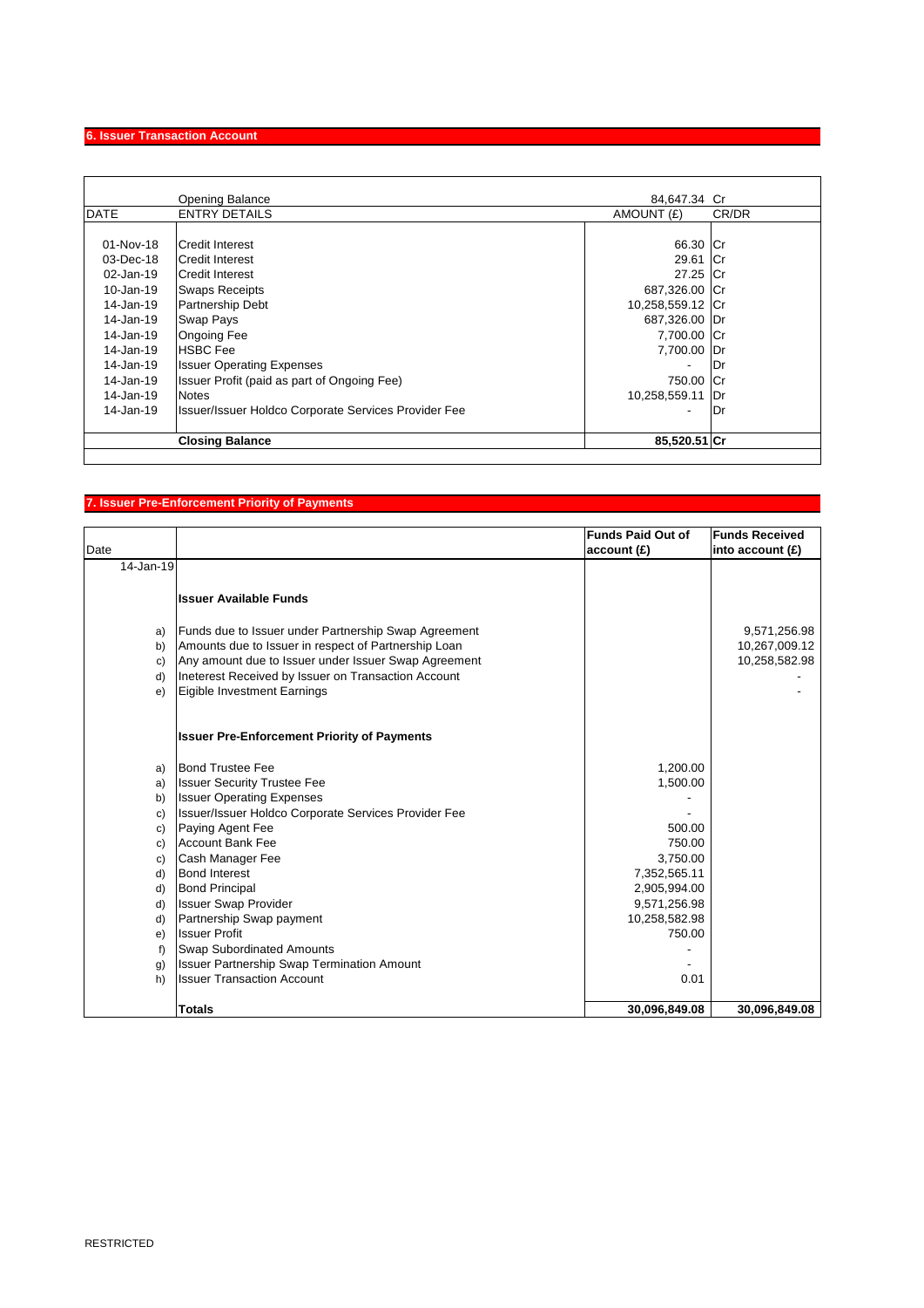## 6. Issuer Transaction Account

| DATE | ENTRY DETAILS | AMOUNT (£) | CR/DR |
|---|---|---|---|
| | Opening Balance | 84,647.34 | Cr |
| 01-Nov-18 | Credit Interest | 66.30 | Cr |
| 03-Dec-18 | Credit Interest | 29.61 | Cr |
| 02-Jan-19 | Credit Interest | 27.25 | Cr |
| 10-Jan-19 | Swaps Receipts | 687,326.00 | Cr |
| 14-Jan-19 | Partnership Debt | 10,258,559.12 | Cr |
| 14-Jan-19 | Swap Pays | 687,326.00 | Dr |
| 14-Jan-19 | Ongoing Fee | 7,700.00 | Cr |
| 14-Jan-19 | HSBC Fee | 7,700.00 | Dr |
| 14-Jan-19 | Issuer Operating Expenses | - | Dr |
| 14-Jan-19 | Issuer Profit (paid as part of Ongoing Fee) | 750.00 | Cr |
| 14-Jan-19 | Notes | 10,258,559.11 | Dr |
| 14-Jan-19 | Issuer/Issuer Holdco Corporate Services Provider Fee | - | Dr |
| | **Closing Balance** | **85,520.51** | **Cr** |

## 7. Issuer Pre-Enforcement Priority of Payments

| Date | | | Funds Paid Out of account (£) | Funds Received into account (£) |
|---|---|---|---|---|
| 14-Jan-19 | | | | |
| | | **Issuer Available Funds** | | |
| | a) | Funds due to Issuer under Partnership Swap Agreement | | 9,571,256.98 |
| | b) | Amounts due to Issuer in respect of Partnership Loan | | 10,267,009.12 |
| | c) | Any amount due to Issuer under Issuer Swap Agreement | | 10,258,582.98 |
| | d) | Ineterest Received by Issuer on Transaction Account | | - |
| | e) | Eigible Investment Earnings | | - |
| | | **Issuer Pre-Enforcement Priority of Payments** | | |
| | a) | Bond Trustee Fee | 1,200.00 | |
| | a) | Issuer Security Trustee Fee | 1,500.00 | |
| | b) | Issuer Operating Expenses | - | |
| | c) | Issuer/Issuer Holdco Corporate Services Provider Fee | - | |
| | c) | Paying Agent Fee | 500.00 | |
| | c) | Account Bank Fee | 750.00 | |
| | c) | Cash Manager Fee | 3,750.00 | |
| | d) | Bond Interest | 7,352,565.11 | |
| | d) | Bond Principal | 2,905,994.00 | |
| | d) | Issuer Swap Provider | 9,571,256.98 | |
| | d) | Partnership Swap payment | 10,258,582.98 | |
| | e) | Issuer Profit | 750.00 | |
| | f) | Swap Subordinated Amounts | - | |
| | g) | Issuer Partnership Swap Termination Amount | - | |
| | h) | Issuer Transaction Account | 0.01 | |
| | | **Totals** | **30,096,849.08** | **30,096,849.08** |

RESTRICTED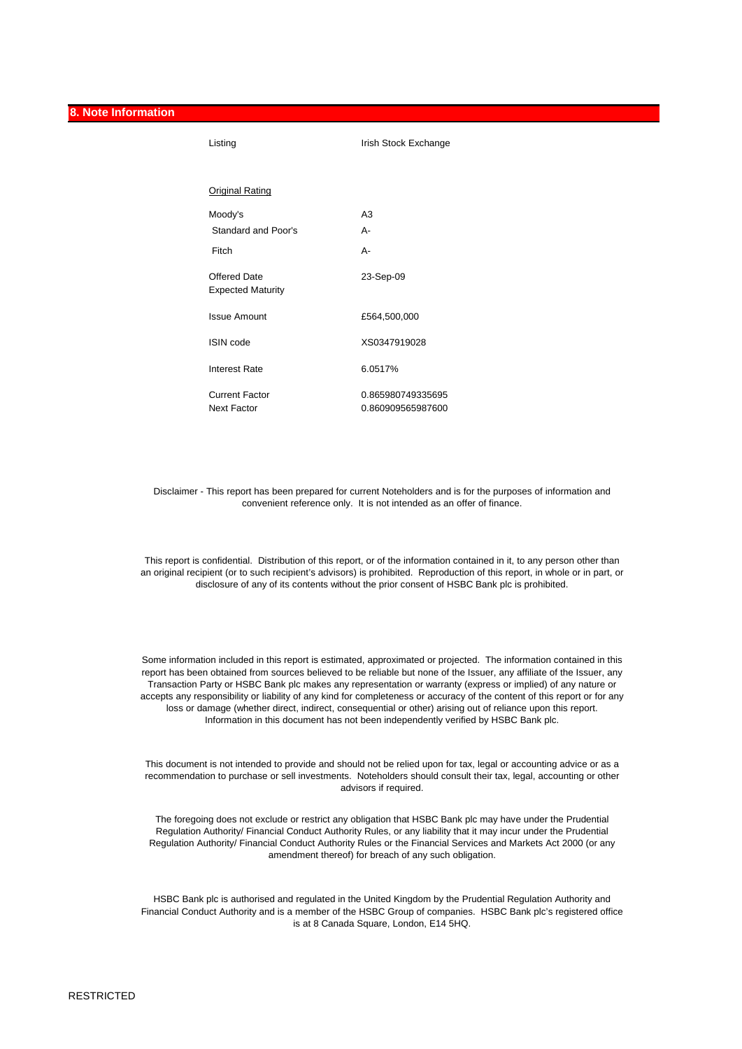## 8. Note Information

| | |
|---|---|
| Listing | Irish Stock Exchange |
| Original Rating | |
| Moody's | A3 |
| Standard and Poor's | A- |
| Fitch | A- |
| Offered Date | 23-Sep-09 |
| Expected Maturity | |
| Issue Amount | £564,500,000 |
| ISIN code | XS0347919028 |
| Interest Rate | 6.0517% |
| Current Factor | 0.865980749335695 |
| Next Factor | 0.860909565987600 |

Disclaimer - This report has been prepared for current Noteholders and is for the purposes of information and convenient reference only. It is not intended as an offer of finance.

This report is confidential. Distribution of this report, or of the information contained in it, to any person other than an original recipient (or to such recipient's advisors) is prohibited. Reproduction of this report, in whole or in part, or disclosure of any of its contents without the prior consent of HSBC Bank plc is prohibited.

Some information included in this report is estimated, approximated or projected. The information contained in this report has been obtained from sources believed to be reliable but none of the Issuer, any affiliate of the Issuer, any Transaction Party or HSBC Bank plc makes any representation or warranty (express or implied) of any nature or accepts any responsibility or liability of any kind for completeness or accuracy of the content of this report or for any loss or damage (whether direct, indirect, consequential or other) arising out of reliance upon this report. Information in this document has not been independently verified by HSBC Bank plc.

This document is not intended to provide and should not be relied upon for tax, legal or accounting advice or as a recommendation to purchase or sell investments. Noteholders should consult their tax, legal, accounting or other advisors if required.

The foregoing does not exclude or restrict any obligation that HSBC Bank plc may have under the Prudential Regulation Authority/ Financial Conduct Authority Rules, or any liability that it may incur under the Prudential Regulation Authority/ Financial Conduct Authority Rules or the Financial Services and Markets Act 2000 (or any amendment thereof) for breach of any such obligation.

HSBC Bank plc is authorised and regulated in the United Kingdom by the Prudential Regulation Authority and Financial Conduct Authority and is a member of the HSBC Group of companies. HSBC Bank plc's registered office is at 8 Canada Square, London, E14 5HQ.

RESTRICTED